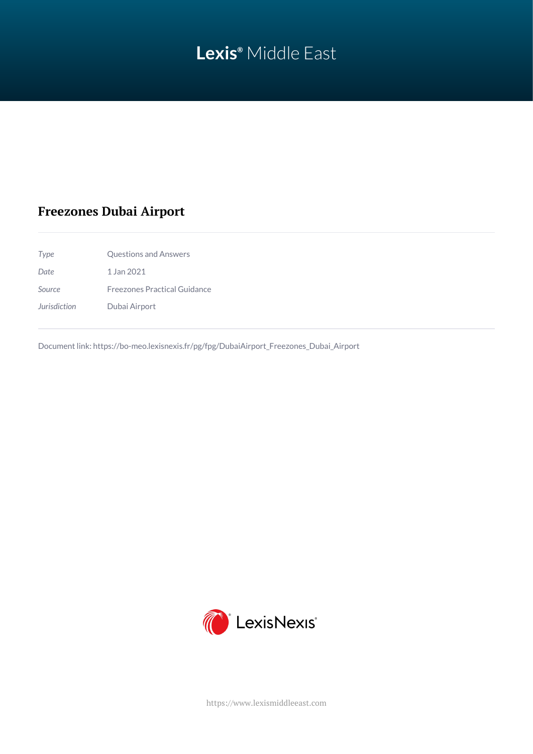Lexis® Middle East

# Freezones Dubai Airport

| | |
|---|---|
| *Type* | Questions and Answers |
| *Date* | 1 Jan 2021 |
| *Source* | Freezones Practical Guidance |
| *Jurisdiction* | Dubai Airport |

Document link: https://bo-meo.lexisnexis.fr/pg/fpg/DubaiAirport_Freezones_Dubai_Airport

LexisNexis®

https://www.lexismiddleeast.com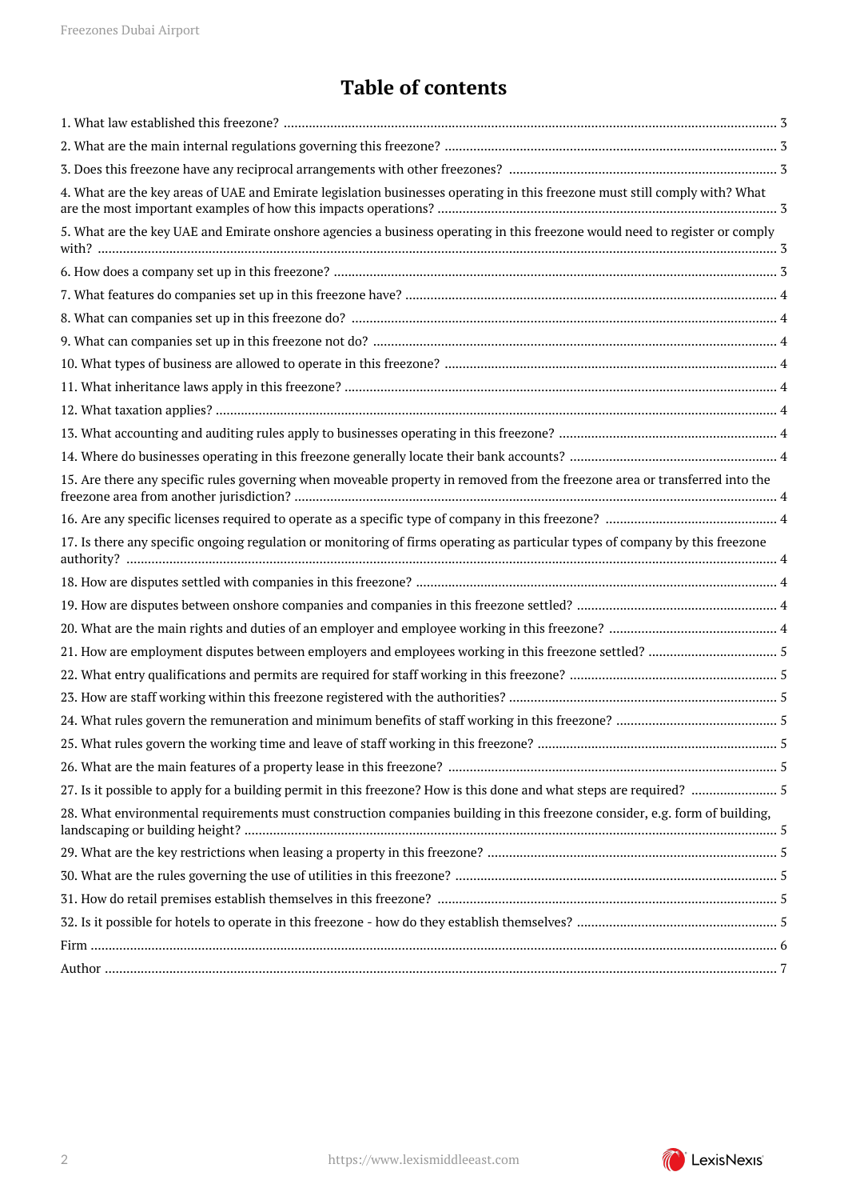# Table of contents

1. What law established this freezone? ........ 3
2. What are the main internal regulations governing this freezone? ........ 3
3. Does this freezone have any reciprocal arrangements with other freezones? ........ 3
4. What are the key areas of UAE and Emirate legislation businesses operating in this freezone must still comply with? What are the most important examples of how this impacts operations? ........ 3
5. What are the key UAE and Emirate onshore agencies a business operating in this freezone would need to register or comply with? ........ 3
6. How does a company set up in this freezone? ........ 3
7. What features do companies set up in this freezone have? ........ 4
8. What can companies set up in this freezone do? ........ 4
9. What can companies set up in this freezone not do? ........ 4
10. What types of business are allowed to operate in this freezone? ........ 4
11. What inheritance laws apply in this freezone? ........ 4
12. What taxation applies? ........ 4
13. What accounting and auditing rules apply to businesses operating in this freezone? ........ 4
14. Where do businesses operating in this freezone generally locate their bank accounts? ........ 4
15. Are there any specific rules governing when moveable property in removed from the freezone area or transferred into the freezone area from another jurisdiction? ........ 4
16. Are any specific licenses required to operate as a specific type of company in this freezone? ........ 4
17. Is there any specific ongoing regulation or monitoring of firms operating as particular types of company by this freezone authority? ........ 4
18. How are disputes settled with companies in this freezone? ........ 4
19. How are disputes between onshore companies and companies in this freezone settled? ........ 4
20. What are the main rights and duties of an employer and employee working in this freezone? ........ 4
21. How are employment disputes between employers and employees working in this freezone settled? ........ 5
22. What entry qualifications and permits are required for staff working in this freezone? ........ 5
23. How are staff working within this freezone registered with the authorities? ........ 5
24. What rules govern the remuneration and minimum benefits of staff working in this freezone? ........ 5
25. What rules govern the working time and leave of staff working in this freezone? ........ 5
26. What are the main features of a property lease in this freezone? ........ 5
27. Is it possible to apply for a building permit in this freezone? How is this done and what steps are required? ........ 5
28. What environmental requirements must construction companies building in this freezone consider, e.g. form of building, landscaping or building height? ........ 5
29. What are the key restrictions when leasing a property in this freezone? ........ 5
30. What are the rules governing the use of utilities in this freezone? ........ 5
31. How do retail premises establish themselves in this freezone? ........ 5
32. Is it possible for hotels to operate in this freezone - how do they establish themselves? ........ 5

Firm ........ 6

Author ........ 7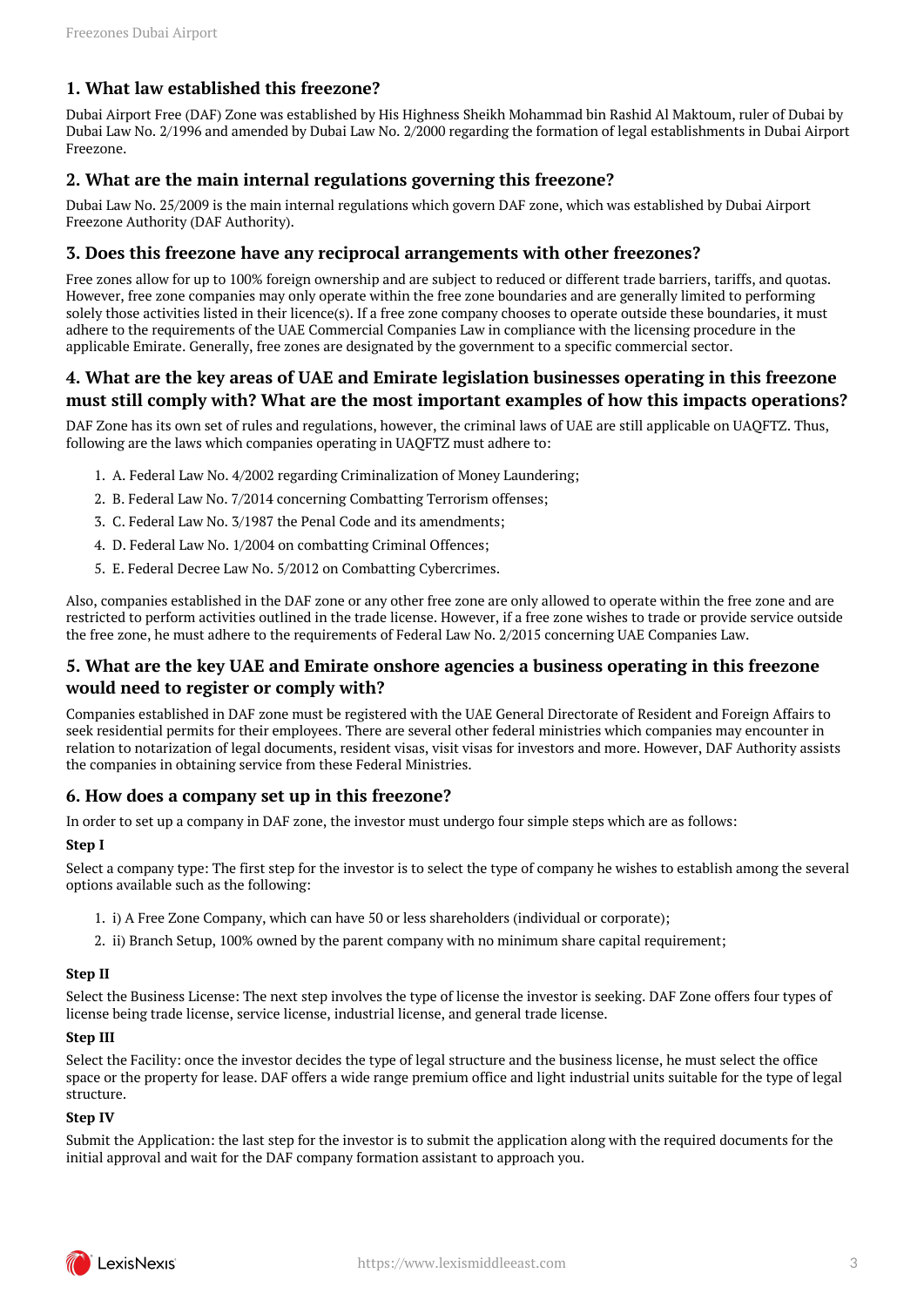## 1. What law established this freezone?

Dubai Airport Free (DAF) Zone was established by His Highness Sheikh Mohammad bin Rashid Al Maktoum, ruler of Dubai by Dubai Law No. 2/1996 and amended by Dubai Law No. 2/2000 regarding the formation of legal establishments in Dubai Airport Freezone.

## 2. What are the main internal regulations governing this freezone?

Dubai Law No. 25/2009 is the main internal regulations which govern DAF zone, which was established by Dubai Airport Freezone Authority (DAF Authority).

## 3. Does this freezone have any reciprocal arrangements with other freezones?

Free zones allow for up to 100% foreign ownership and are subject to reduced or different trade barriers, tariffs, and quotas. However, free zone companies may only operate within the free zone boundaries and are generally limited to performing solely those activities listed in their licence(s). If a free zone company chooses to operate outside these boundaries, it must adhere to the requirements of the UAE Commercial Companies Law in compliance with the licensing procedure in the applicable Emirate. Generally, free zones are designated by the government to a specific commercial sector.

## 4. What are the key areas of UAE and Emirate legislation businesses operating in this freezone must still comply with? What are the most important examples of how this impacts operations?

DAF Zone has its own set of rules and regulations, however, the criminal laws of UAE are still applicable on UAQFTZ. Thus, following are the laws which companies operating in UAQFTZ must adhere to:

1. A. Federal Law No. 4/2002 regarding Criminalization of Money Laundering;
2. B. Federal Law No. 7/2014 concerning Combatting Terrorism offenses;
3. C. Federal Law No. 3/1987 the Penal Code and its amendments;
4. D. Federal Law No. 1/2004 on combatting Criminal Offences;
5. E. Federal Decree Law No. 5/2012 on Combatting Cybercrimes.

Also, companies established in the DAF zone or any other free zone are only allowed to operate within the free zone and are restricted to perform activities outlined in the trade license. However, if a free zone wishes to trade or provide service outside the free zone, he must adhere to the requirements of Federal Law No. 2/2015 concerning UAE Companies Law.

## 5. What are the key UAE and Emirate onshore agencies a business operating in this freezone would need to register or comply with?

Companies established in DAF zone must be registered with the UAE General Directorate of Resident and Foreign Affairs to seek residential permits for their employees. There are several other federal ministries which companies may encounter in relation to notarization of legal documents, resident visas, visit visas for investors and more. However, DAF Authority assists the companies in obtaining service from these Federal Ministries.

## 6. How does a company set up in this freezone?

In order to set up a company in DAF zone, the investor must undergo four simple steps which are as follows:

**Step I**

Select a company type: The first step for the investor is to select the type of company he wishes to establish among the several options available such as the following:

1. i) A Free Zone Company, which can have 50 or less shareholders (individual or corporate);
2. ii) Branch Setup, 100% owned by the parent company with no minimum share capital requirement;

**Step II**

Select the Business License: The next step involves the type of license the investor is seeking. DAF Zone offers four types of license being trade license, service license, industrial license, and general trade license.

**Step III**

Select the Facility: once the investor decides the type of legal structure and the business license, he must select the office space or the property for lease. DAF offers a wide range premium office and light industrial units suitable for the type of legal structure.

**Step IV**

Submit the Application: the last step for the investor is to submit the application along with the required documents for the initial approval and wait for the DAF company formation assistant to approach you.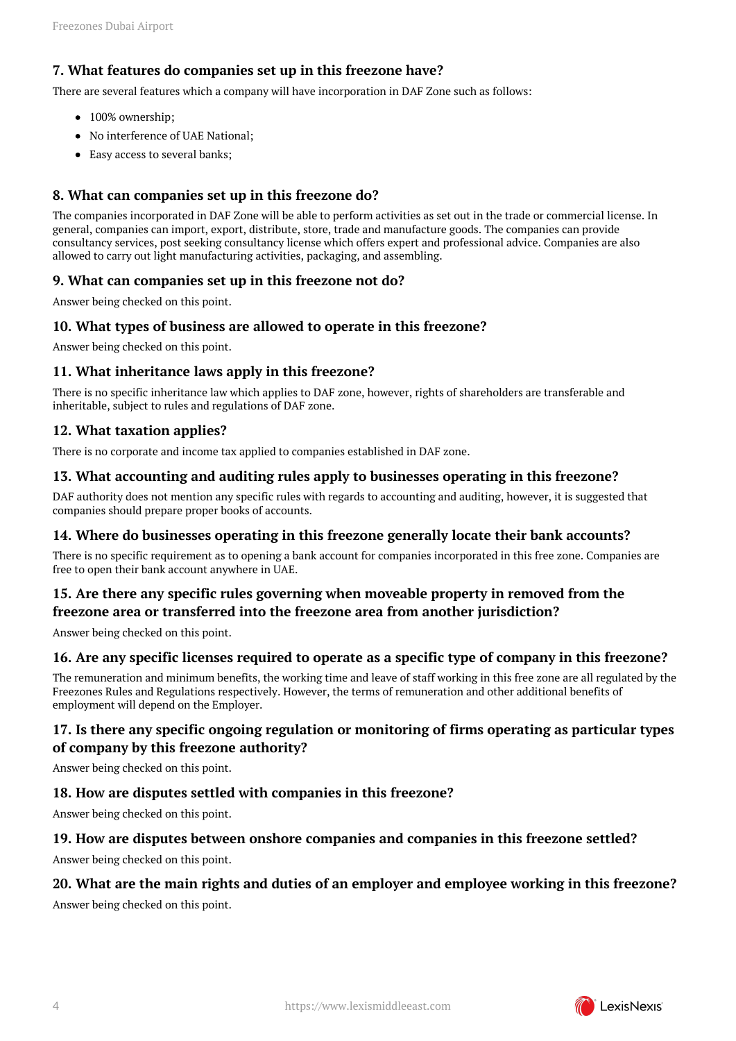### 7. What features do companies set up in this freezone have?

There are several features which a company will have incorporation in DAF Zone such as follows:

- 100% ownership;
- No interference of UAE National;
- Easy access to several banks;

### 8. What can companies set up in this freezone do?

The companies incorporated in DAF Zone will be able to perform activities as set out in the trade or commercial license. In general, companies can import, export, distribute, store, trade and manufacture goods. The companies can provide consultancy services, post seeking consultancy license which offers expert and professional advice. Companies are also allowed to carry out light manufacturing activities, packaging, and assembling.

### 9. What can companies set up in this freezone not do?

Answer being checked on this point.

### 10. What types of business are allowed to operate in this freezone?

Answer being checked on this point.

### 11. What inheritance laws apply in this freezone?

There is no specific inheritance law which applies to DAF zone, however, rights of shareholders are transferable and inheritable, subject to rules and regulations of DAF zone.

### 12. What taxation applies?

There is no corporate and income tax applied to companies established in DAF zone.

### 13. What accounting and auditing rules apply to businesses operating in this freezone?

DAF authority does not mention any specific rules with regards to accounting and auditing, however, it is suggested that companies should prepare proper books of accounts.

### 14. Where do businesses operating in this freezone generally locate their bank accounts?

There is no specific requirement as to opening a bank account for companies incorporated in this free zone. Companies are free to open their bank account anywhere in UAE.

### 15. Are there any specific rules governing when moveable property in removed from the freezone area or transferred into the freezone area from another jurisdiction?

Answer being checked on this point.

### 16. Are any specific licenses required to operate as a specific type of company in this freezone?

The remuneration and minimum benefits, the working time and leave of staff working in this free zone are all regulated by the Freezones Rules and Regulations respectively. However, the terms of remuneration and other additional benefits of employment will depend on the Employer.

### 17. Is there any specific ongoing regulation or monitoring of firms operating as particular types of company by this freezone authority?

Answer being checked on this point.

### 18. How are disputes settled with companies in this freezone?

Answer being checked on this point.

### 19. How are disputes between onshore companies and companies in this freezone settled?

Answer being checked on this point.

### 20. What are the main rights and duties of an employer and employee working in this freezone?

Answer being checked on this point.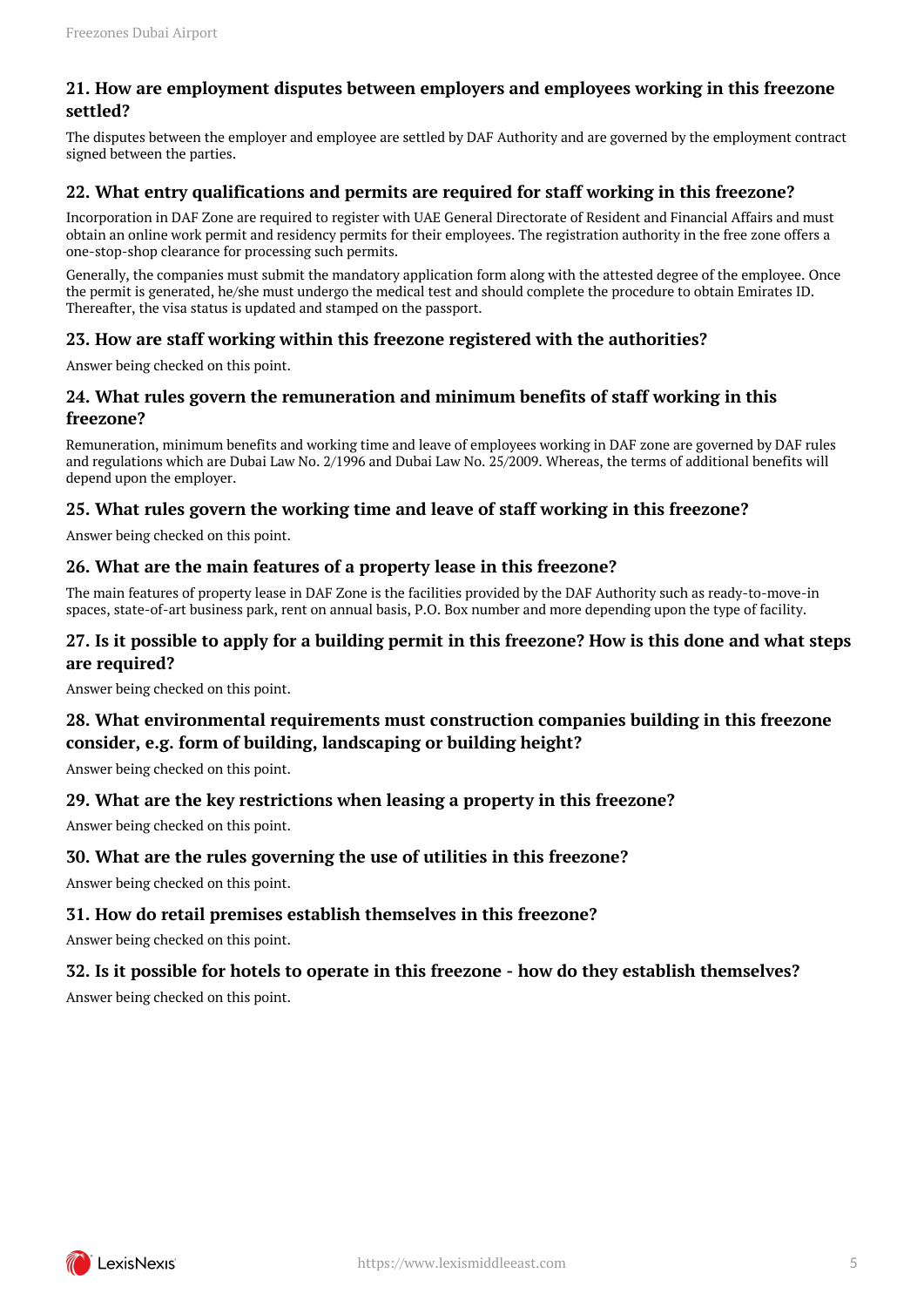## 21. How are employment disputes between employers and employees working in this freezone settled?

The disputes between the employer and employee are settled by DAF Authority and are governed by the employment contract signed between the parties.

## 22. What entry qualifications and permits are required for staff working in this freezone?

Incorporation in DAF Zone are required to register with UAE General Directorate of Resident and Financial Affairs and must obtain an online work permit and residency permits for their employees. The registration authority in the free zone offers a one-stop-shop clearance for processing such permits.

Generally, the companies must submit the mandatory application form along with the attested degree of the employee. Once the permit is generated, he/she must undergo the medical test and should complete the procedure to obtain Emirates ID. Thereafter, the visa status is updated and stamped on the passport.

## 23. How are staff working within this freezone registered with the authorities?

Answer being checked on this point.

## 24. What rules govern the remuneration and minimum benefits of staff working in this freezone?

Remuneration, minimum benefits and working time and leave of employees working in DAF zone are governed by DAF rules and regulations which are Dubai Law No. 2/1996 and Dubai Law No. 25/2009. Whereas, the terms of additional benefits will depend upon the employer.

## 25. What rules govern the working time and leave of staff working in this freezone?

Answer being checked on this point.

## 26. What are the main features of a property lease in this freezone?

The main features of property lease in DAF Zone is the facilities provided by the DAF Authority such as ready-to-move-in spaces, state-of-art business park, rent on annual basis, P.O. Box number and more depending upon the type of facility.

## 27. Is it possible to apply for a building permit in this freezone? How is this done and what steps are required?

Answer being checked on this point.

## 28. What environmental requirements must construction companies building in this freezone consider, e.g. form of building, landscaping or building height?

Answer being checked on this point.

## 29. What are the key restrictions when leasing a property in this freezone?

Answer being checked on this point.

## 30. What are the rules governing the use of utilities in this freezone?

Answer being checked on this point.

## 31. How do retail premises establish themselves in this freezone?

Answer being checked on this point.

## 32. Is it possible for hotels to operate in this freezone - how do they establish themselves?

Answer being checked on this point.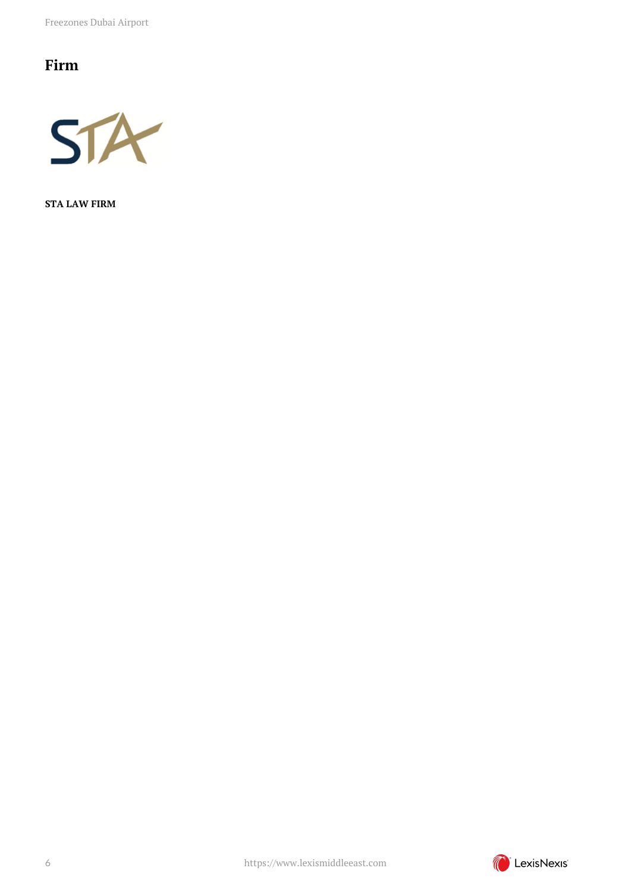## Firm

**STA LAW FIRM**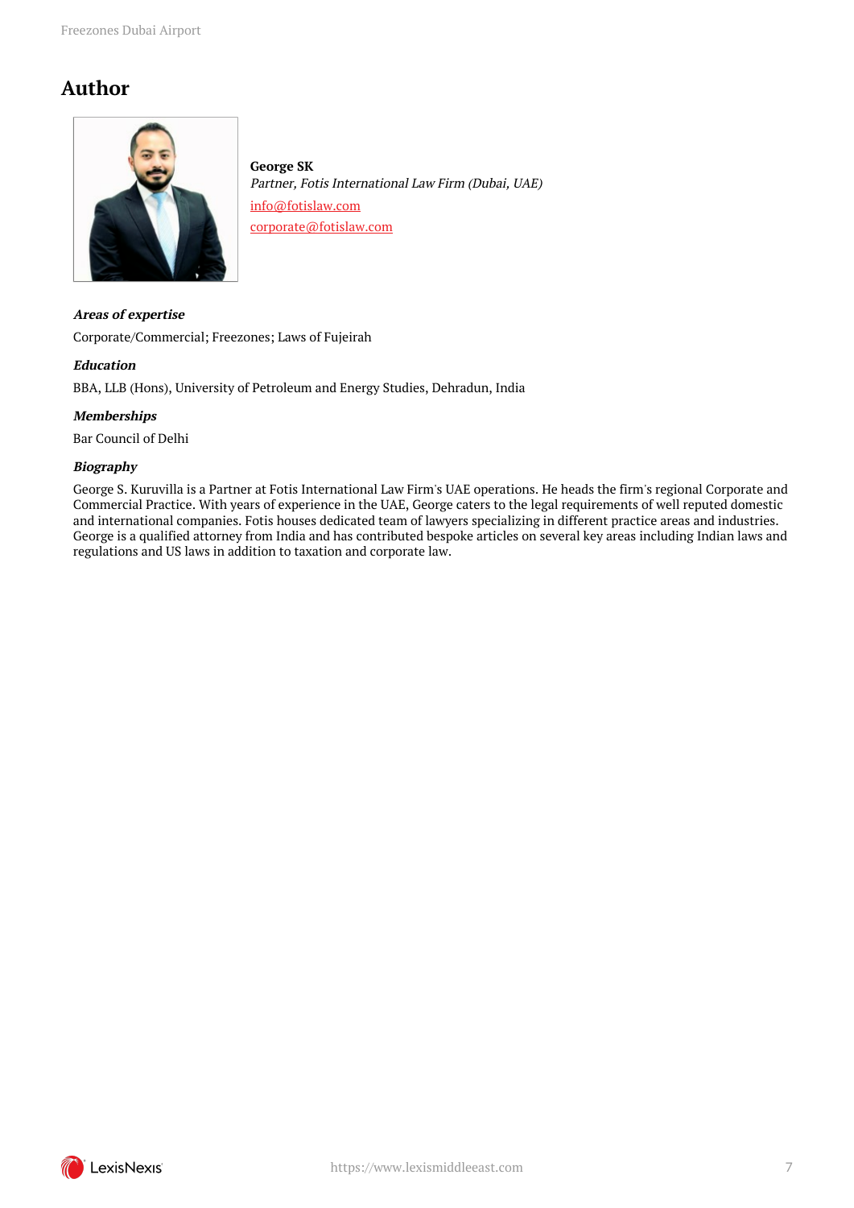# Author

**George SK**
*Partner, Fotis International Law Firm (Dubai, UAE)*
info@fotislaw.com
corporate@fotislaw.com

***Areas of expertise***

Corporate/Commercial; Freezones; Laws of Fujeirah

***Education***

BBA, LLB (Hons), University of Petroleum and Energy Studies, Dehradun, India

***Memberships***

Bar Council of Delhi

***Biography***

George S. Kuruvilla is a Partner at Fotis International Law Firm's UAE operations. He heads the firm's regional Corporate and Commercial Practice. With years of experience in the UAE, George caters to the legal requirements of well reputed domestic and international companies. Fotis houses dedicated team of lawyers specializing in different practice areas and industries. George is a qualified attorney from India and has contributed bespoke articles on several key areas including Indian laws and regulations and US laws in addition to taxation and corporate law.